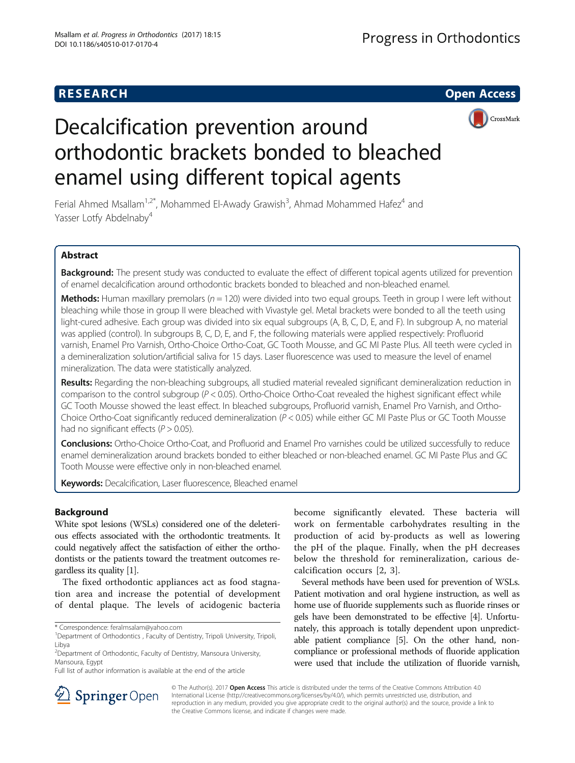RESEARCH Open Access

# Decalcification prevention around orthodontic brackets bonded to bleached enamel using different topical agents

Ferial Ahmed Msallam[1,2*], Mohammed El-Awady Grawish[3], Ahmad Mohammed Hafez[4] and Yasser Lotfy Abdelnaby[4]

## Abstract

**Background:** The present study was conducted to evaluate the effect of different topical agents utilized for prevention of enamel decalcification around orthodontic brackets bonded to bleached and non-bleached enamel.

**Methods:** Human maxillary premolars ($n = 120$) were divided into two equal groups. Teeth in group I were left without bleaching while those in group II were bleached with Vivastyle gel. Metal brackets were bonded to all the teeth using light-cured adhesive. Each group was divided into six equal subgroups (A, B, C, D, E, and F). In subgroup A, no material was applied (control). In subgroups B, C, D, E, and F, the following materials were applied respectively: Profluorid varnish, Enamel Pro Varnish, Ortho-Choice Ortho-Coat, GC Tooth Mousse, and GC MI Paste Plus. All teeth were cycled in a demineralization solution/artificial saliva for 15 days. Laser fluorescence was used to measure the level of enamel mineralization. The data were statistically analyzed.

**Results:** Regarding the non-bleaching subgroups, all studied material revealed significant demineralization reduction in comparison to the control subgroup ($P < 0.05$). Ortho-Choice Ortho-Coat revealed the highest significant effect while GC Tooth Mousse showed the least effect. In bleached subgroups, Profluorid varnish, Enamel Pro Varnish, and Ortho-Choice Ortho-Coat significantly reduced demineralization ($P < 0.05$) while either GC MI Paste Plus or GC Tooth Mousse had no significant effects ($P > 0.05$).

**Conclusions:** Ortho-Choice Ortho-Coat, and Profluorid and Enamel Pro varnishes could be utilized successfully to reduce enamel demineralization around brackets bonded to either bleached or non-bleached enamel. GC MI Paste Plus and GC Tooth Mousse were effective only in non-bleached enamel.

**Keywords:** Decalcification, Laser fluorescence, Bleached enamel

## Background

White spot lesions (WSLs) considered one of the deleterious effects associated with the orthodontic treatments. It could negatively affect the satisfaction of either the orthodontists or the patients toward the treatment outcomes regardless its quality [1].

The fixed orthodontic appliances act as food stagnation area and increase the potential of development of dental plaque. The levels of acidogenic bacteria become significantly elevated. These bacteria will work on fermentable carbohydrates resulting in the production of acid by-products as well as lowering the pH of the plaque. Finally, when the pH decreases below the threshold for remineralization, carious decalcification occurs [2, 3].

Several methods have been used for prevention of WSLs. Patient motivation and oral hygiene instruction, as well as home use of fluoride supplements such as fluoride rinses or gels have been demonstrated to be effective [4]. Unfortunately, this approach is totally dependent upon unpredictable patient compliance [5]. On the other hand, non-compliance or professional methods of fluoride application were used that include the utilization of fluoride varnish,

\* Correspondence: feralmsalam@yahoo.com
[1]Department of Orthodontics , Faculty of Dentistry, Tripoli University, Tripoli, Libya
[2]Department of Orthodontic, Faculty of Dentistry, Mansoura University, Mansoura, Egypt
Full list of author information is available at the end of the article

© The Author(s). 2017 **Open Access** This article is distributed under the terms of the Creative Commons Attribution 4.0 International License (http://creativecommons.org/licenses/by/4.0/), which permits unrestricted use, distribution, and reproduction in any medium, provided you give appropriate credit to the original author(s) and the source, provide a link to the Creative Commons license, and indicate if changes were made.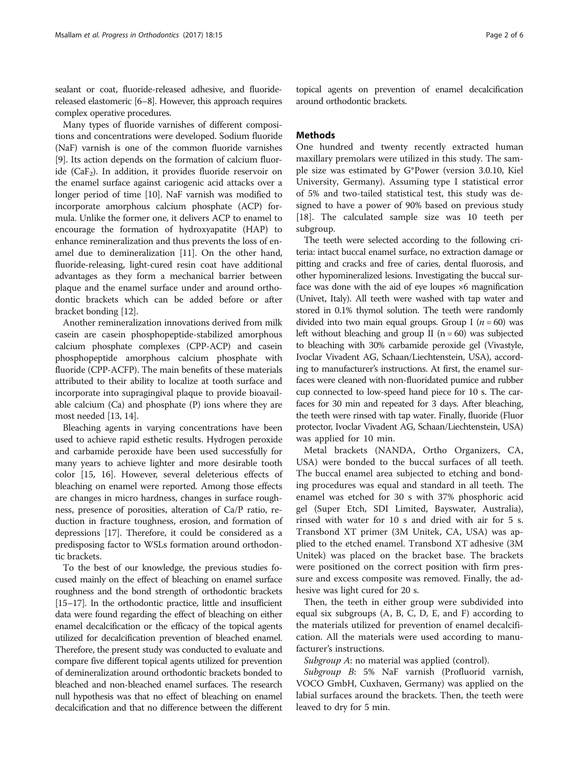sealant or coat, fluoride-released adhesive, and fluoride-released elastomeric [6–8]. However, this approach requires complex operative procedures.

Many types of fluoride varnishes of different compositions and concentrations were developed. Sodium fluoride (NaF) varnish is one of the common fluoride varnishes [9]. Its action depends on the formation of calcium fluoride ($CaF_2$). In addition, it provides fluoride reservoir on the enamel surface against cariogenic acid attacks over a longer period of time [10]. NaF varnish was modified to incorporate amorphous calcium phosphate (ACP) formula. Unlike the former one, it delivers ACP to enamel to encourage the formation of hydroxyapatite (HAP) to enhance remineralization and thus prevents the loss of enamel due to demineralization [11]. On the other hand, fluoride-releasing, light-cured resin coat have additional advantages as they form a mechanical barrier between plaque and the enamel surface under and around orthodontic brackets which can be added before or after bracket bonding [12].

Another remineralization innovations derived from milk casein are casein phosphopeptide-stabilized amorphous calcium phosphate complexes (CPP-ACP) and casein phosphopeptide amorphous calcium phosphate with fluoride (CPP-ACFP). The main benefits of these materials attributed to their ability to localize at tooth surface and incorporate into supragingival plaque to provide bioavailable calcium (Ca) and phosphate (P) ions where they are most needed [13, 14].

Bleaching agents in varying concentrations have been used to achieve rapid esthetic results. Hydrogen peroxide and carbamide peroxide have been used successfully for many years to achieve lighter and more desirable tooth color [15, 16]. However, several deleterious effects of bleaching on enamel were reported. Among those effects are changes in micro hardness, changes in surface roughness, presence of porosities, alteration of Ca/P ratio, reduction in fracture toughness, erosion, and formation of depressions [17]. Therefore, it could be considered as a predisposing factor to WSLs formation around orthodontic brackets.

To the best of our knowledge, the previous studies focused mainly on the effect of bleaching on enamel surface roughness and the bond strength of orthodontic brackets [15–17]. In the orthodontic practice, little and insufficient data were found regarding the effect of bleaching on either enamel decalcification or the efficacy of the topical agents utilized for decalcification prevention of bleached enamel. Therefore, the present study was conducted to evaluate and compare five different topical agents utilized for prevention of demineralization around orthodontic brackets bonded to bleached and non-bleached enamel surfaces. The research null hypothesis was that no effect of bleaching on enamel decalcification and that no difference between the different topical agents on prevention of enamel decalcification around orthodontic brackets.

## Methods

One hundred and twenty recently extracted human maxillary premolars were utilized in this study. The sample size was estimated by G*Power (version 3.0.10, Kiel University, Germany). Assuming type I statistical error of 5% and two-tailed statistical test, this study was designed to have a power of 90% based on previous study [18]. The calculated sample size was 10 teeth per subgroup.

The teeth were selected according to the following criteria: intact buccal enamel surface, no extraction damage or pitting and cracks and free of caries, dental fluorosis, and other hypomineralized lesions. Investigating the buccal surface was done with the aid of eye loupes ×6 magnification (Univet, Italy). All teeth were washed with tap water and stored in 0.1% thymol solution. The teeth were randomly divided into two main equal groups. Group I ($n = 60$) was left without bleaching and group II ($n = 60$) was subjected to bleaching with 30% carbamide peroxide gel (Vivastyle, Ivoclar Vivadent AG, Schaan/Liechtenstein, USA), according to manufacturer's instructions. At first, the enamel surfaces were cleaned with non-fluoridated pumice and rubber cup connected to low-speed hand piece for 10 s. The carfaces for 30 min and repeated for 3 days. After bleaching, the teeth were rinsed with tap water. Finally, fluoride (Fluor protector, Ivoclar Vivadent AG, Schaan/Liechtenstein, USA) was applied for 10 min.

Metal brackets (NANDA, Ortho Organizers, CA, USA) were bonded to the buccal surfaces of all teeth. The buccal enamel area subjected to etching and bonding procedures was equal and standard in all teeth. The enamel was etched for 30 s with 37% phosphoric acid gel (Super Etch, SDI Limited, Bayswater, Australia), rinsed with water for 10 s and dried with air for 5 s. Transbond XT primer (3M Unitek, CA, USA) was applied to the etched enamel. Transbond XT adhesive (3M Unitek) was placed on the bracket base. The brackets were positioned on the correct position with firm pressure and excess composite was removed. Finally, the adhesive was light cured for 20 s.

Then, the teeth in either group were subdivided into equal six subgroups (A, B, C, D, E, and F) according to the materials utilized for prevention of enamel decalcification. All the materials were used according to manufacturer's instructions.

*Subgroup A*: no material was applied (control).

*Subgroup B*: 5% NaF varnish (Profluorid varnish, VOCO GmbH, Cuxhaven, Germany) was applied on the labial surfaces around the brackets. Then, the teeth were leaved to dry for 5 min.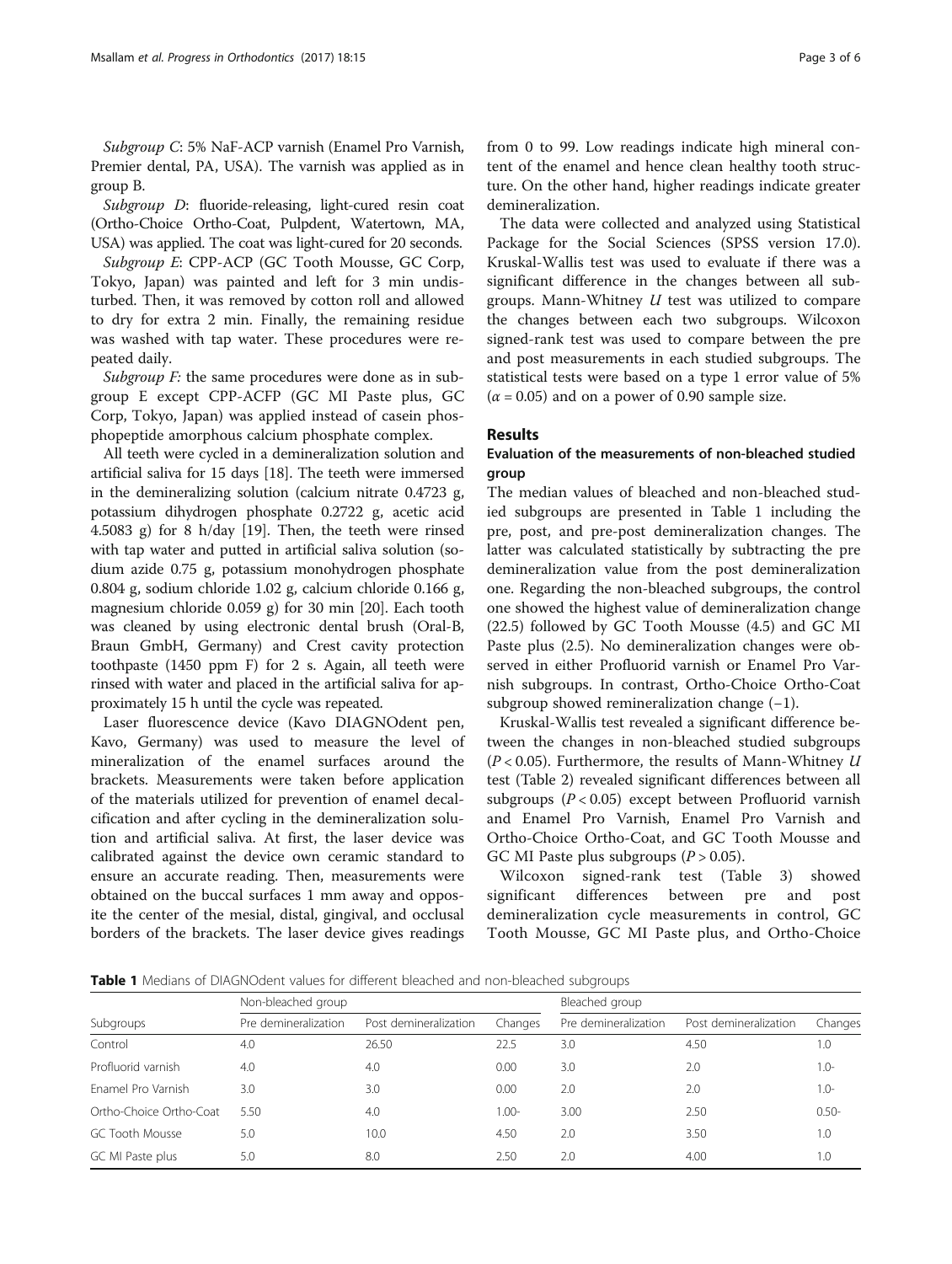*Subgroup C*: 5% NaF-ACP varnish (Enamel Pro Varnish, Premier dental, PA, USA). The varnish was applied as in group B.

*Subgroup D*: fluoride-releasing, light-cured resin coat (Ortho-Choice Ortho-Coat, Pulpdent, Watertown, MA, USA) was applied. The coat was light-cured for 20 seconds.

*Subgroup E*: CPP-ACP (GC Tooth Mousse, GC Corp, Tokyo, Japan) was painted and left for 3 min undisturbed. Then, it was removed by cotton roll and allowed to dry for extra 2 min. Finally, the remaining residue was washed with tap water. These procedures were repeated daily.

*Subgroup F:* the same procedures were done as in subgroup E except CPP-ACFP (GC MI Paste plus, GC Corp, Tokyo, Japan) was applied instead of casein phosphopeptide amorphous calcium phosphate complex.

All teeth were cycled in a demineralization solution and artificial saliva for 15 days [18]. The teeth were immersed in the demineralizing solution (calcium nitrate 0.4723 g, potassium dihydrogen phosphate 0.2722 g, acetic acid 4.5083 g) for 8 h/day [19]. Then, the teeth were rinsed with tap water and putted in artificial saliva solution (sodium azide 0.75 g, potassium monohydrogen phosphate 0.804 g, sodium chloride 1.02 g, calcium chloride 0.166 g, magnesium chloride 0.059 g) for 30 min [20]. Each tooth was cleaned by using electronic dental brush (Oral-B, Braun GmbH, Germany) and Crest cavity protection toothpaste (1450 ppm F) for 2 s. Again, all teeth were rinsed with water and placed in the artificial saliva for approximately 15 h until the cycle was repeated.

Laser fluorescence device (Kavo DIAGNOdent pen, Kavo, Germany) was used to measure the level of mineralization of the enamel surfaces around the brackets. Measurements were taken before application of the materials utilized for prevention of enamel decalcification and after cycling in the demineralization solution and artificial saliva. At first, the laser device was calibrated against the device own ceramic standard to ensure an accurate reading. Then, measurements were obtained on the buccal surfaces 1 mm away and opposite the center of the mesial, distal, gingival, and occlusal borders of the brackets. The laser device gives readings from 0 to 99. Low readings indicate high mineral content of the enamel and hence clean healthy tooth structure. On the other hand, higher readings indicate greater demineralization.

The data were collected and analyzed using Statistical Package for the Social Sciences (SPSS version 17.0). Kruskal-Wallis test was used to evaluate if there was a significant difference in the changes between all subgroups. Mann-Whitney *U* test was utilized to compare the changes between each two subgroups. Wilcoxon signed-rank test was used to compare between the pre and post measurements in each studied subgroups. The statistical tests were based on a type 1 error value of 5% ($\alpha = 0.05$) and on a power of 0.90 sample size.

## Results

### Evaluation of the measurements of non-bleached studied group

The median values of bleached and non-bleached studied subgroups are presented in Table 1 including the pre, post, and pre-post demineralization changes. The latter was calculated statistically by subtracting the pre demineralization value from the post demineralization one. Regarding the non-bleached subgroups, the control one showed the highest value of demineralization change (22.5) followed by GC Tooth Mousse (4.5) and GC MI Paste plus (2.5). No demineralization changes were observed in either Profluorid varnish or Enamel Pro Varnish subgroups. In contrast, Ortho-Choice Ortho-Coat subgroup showed remineralization change (−1).

Kruskal-Wallis test revealed a significant difference between the changes in non-bleached studied subgroups ($P < 0.05$). Furthermore, the results of Mann-Whitney *U* test (Table 2) revealed significant differences between all subgroups ($P < 0.05$) except between Profluorid varnish and Enamel Pro Varnish, Enamel Pro Varnish and Ortho-Choice Ortho-Coat, and GC Tooth Mousse and GC MI Paste plus subgroups ($P > 0.05$).

Wilcoxon signed-rank test (Table 3) showed significant differences between pre and post demineralization cycle measurements in control, GC Tooth Mousse, GC MI Paste plus, and Ortho-Choice

**Table 1** Medians of DIAGNOdent values for different bleached and non-bleached subgroups

| Subgroups | Non-bleached group | | | Bleached group | | |
|---|---|---|---|---|---|---|
| | Pre demineralization | Post demineralization | Changes | Pre demineralization | Post demineralization | Changes |
| Control | 4.0 | 26.50 | 22.5 | 3.0 | 4.50 | 1.0 |
| Profluorid varnish | 4.0 | 4.0 | 0.00 | 3.0 | 2.0 | 1.0- |
| Enamel Pro Varnish | 3.0 | 3.0 | 0.00 | 2.0 | 2.0 | 1.0- |
| Ortho-Choice Ortho-Coat | 5.50 | 4.0 | 1.00- | 3.00 | 2.50 | 0.50- |
| GC Tooth Mousse | 5.0 | 10.0 | 4.50 | 2.0 | 3.50 | 1.0 |
| GC MI Paste plus | 5.0 | 8.0 | 2.50 | 2.0 | 4.00 | 1.0 |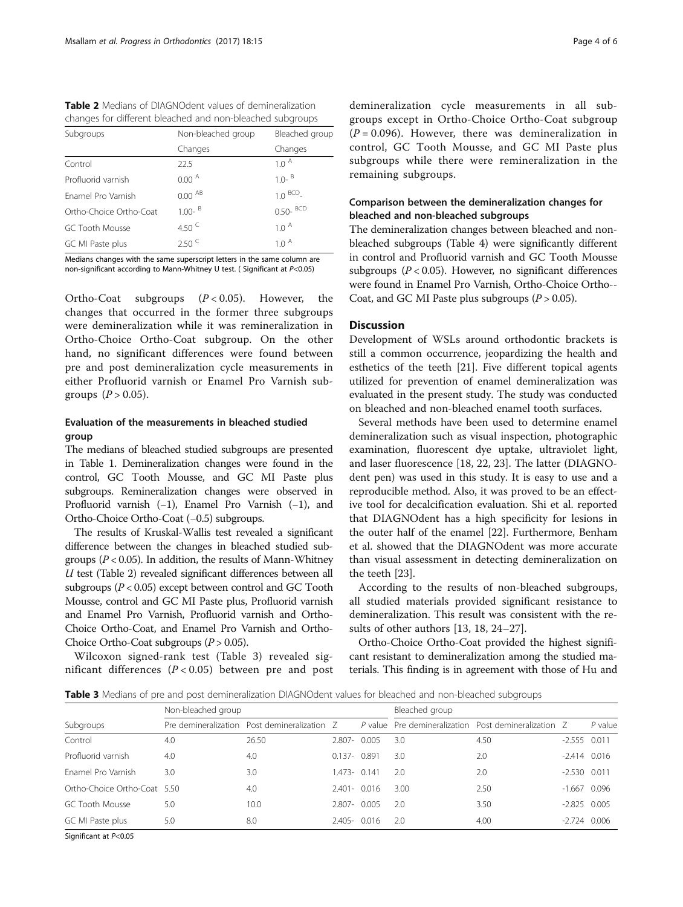**Table 2** Medians of DIAGNOdent values of demineralization changes for different bleached and non-bleached subgroups

| Subgroups | Non-bleached group | Bleached group |
|---|---|---|
| | Changes | Changes |
| Control | 22.5 | 1.0 [A] |
| Profluorid varnish | 0.00 [A] | 1.0- [B] |
| Enamel Pro Varnish | 0.00 [AB] | 1.0 [BCD]- |
| Ortho-Choice Ortho-Coat | 1.00- [B] | 0.50- [BCD] |
| GC Tooth Mousse | 4.50 [C] | 1.0 [A] |
| GC MI Paste plus | 2.50 [C] | 1.0 [A] |

Medians changes with the same superscript letters in the same column are non-significant according to Mann-Whitney U test. ( Significant at $P$<0.05)

Ortho-Coat subgroups ($P < 0.05$). However, the changes that occurred in the former three subgroups were demineralization while it was remineralization in Ortho-Choice Ortho-Coat subgroup. On the other hand, no significant differences were found between pre and post demineralization cycle measurements in either Profluorid varnish or Enamel Pro Varnish subgroups ($P > 0.05$).

### Evaluation of the measurements in bleached studied group

The medians of bleached studied subgroups are presented in Table 1. Demineralization changes were found in the control, GC Tooth Mousse, and GC MI Paste plus subgroups. Remineralization changes were observed in Profluorid varnish (−1), Enamel Pro Varnish (−1), and Ortho-Choice Ortho-Coat (−0.5) subgroups.

The results of Kruskal-Wallis test revealed a significant difference between the changes in bleached studied subgroups ($P < 0.05$). In addition, the results of Mann-Whitney *U* test (Table 2) revealed significant differences between all subgroups ($P < 0.05$) except between control and GC Tooth Mousse, control and GC MI Paste plus, Profluorid varnish and Enamel Pro Varnish, Profluorid varnish and Ortho-Choice Ortho-Coat, and Enamel Pro Varnish and Ortho-Choice Ortho-Coat subgroups ($P > 0.05$).

Wilcoxon signed-rank test (Table 3) revealed significant differences ($P < 0.05$) between pre and post demineralization cycle measurements in all subgroups except in Ortho-Choice Ortho-Coat subgroup ($P = 0.096$). However, there was demineralization in control, GC Tooth Mousse, and GC MI Paste plus subgroups while there were remineralization in the remaining subgroups.

### Comparison between the demineralization changes for bleached and non-bleached subgroups

The demineralization changes between bleached and non-bleached subgroups (Table 4) were significantly different in control and Profluorid varnish and GC Tooth Mousse subgroups ($P < 0.05$). However, no significant differences were found in Enamel Pro Varnish, Ortho-Choice Ortho--Coat, and GC MI Paste plus subgroups ($P > 0.05$).

## Discussion

Development of WSLs around orthodontic brackets is still a common occurrence, jeopardizing the health and esthetics of the teeth [21]. Five different topical agents utilized for prevention of enamel demineralization was evaluated in the present study. The study was conducted on bleached and non-bleached enamel tooth surfaces.

Several methods have been used to determine enamel demineralization such as visual inspection, photographic examination, fluorescent dye uptake, ultraviolet light, and laser fluorescence [18, 22, 23]. The latter (DIAGNOdent pen) was used in this study. It is easy to use and a reproducible method. Also, it was proved to be an effective tool for decalcification evaluation. Shi et al. reported that DIAGNOdent has a high specificity for lesions in the outer half of the enamel [22]. Furthermore, Benham et al. showed that the DIAGNOdent was more accurate than visual assessment in detecting demineralization on the teeth [23].

According to the results of non-bleached subgroups, all studied materials provided significant resistance to demineralization. This result was consistent with the results of other authors [13, 18, 24–27].

Ortho-Choice Ortho-Coat provided the highest significant resistant to demineralization among the studied materials. This finding is in agreement with those of Hu and

**Table 3** Medians of pre and post demineralization DIAGNOdent values for bleached and non-bleached subgroups

| Subgroups | Non-bleached group | | | | Bleached group | | | |
|---|---|---|---|---|---|---|---|---|
| | Pre demineralization | Post demineralization | Z | *P* value | Pre demineralization | Post demineralization | Z | *P* value |
| Control | 4.0 | 26.50 | 2.807- | 0.005 | 3.0 | 4.50 | -2.555 | 0.011 |
| Profluorid varnish | 4.0 | 4.0 | 0.137- | 0.891 | 3.0 | 2.0 | -2.414 | 0.016 |
| Enamel Pro Varnish | 3.0 | 3.0 | 1.473- | 0.141 | 2.0 | 2.0 | -2.530 | 0.011 |
| Ortho-Choice Ortho-Coat | 5.50 | 4.0 | 2.401- | 0.016 | 3.00 | 2.50 | -1.667 | 0.096 |
| GC Tooth Mousse | 5.0 | 10.0 | 2.807- | 0.005 | 2.0 | 3.50 | -2.825 | 0.005 |
| GC MI Paste plus | 5.0 | 8.0 | 2.405- | 0.016 | 2.0 | 4.00 | -2.724 | 0.006 |

Significant at $P$<0.05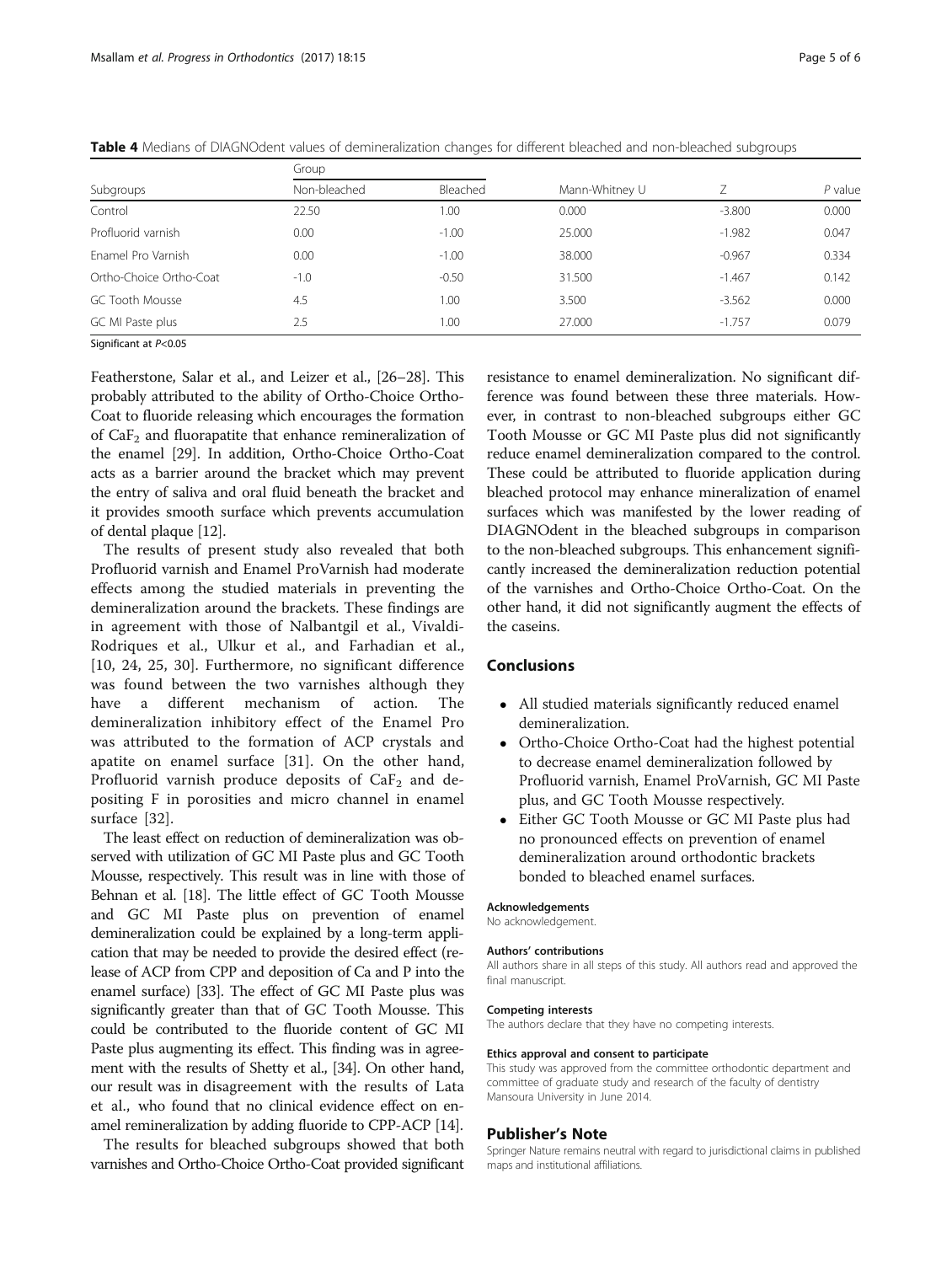**Table 4** Medians of DIAGNOdent values of demineralization changes for different bleached and non-bleached subgroups

| Subgroups | Group | | Mann-Whitney U | Z | *P* value |
|---|---|---|---|---|---|
| | Non-bleached | Bleached | | | |
| Control | 22.50 | 1.00 | 0.000 | -3.800 | 0.000 |
| Profluorid varnish | 0.00 | -1.00 | 25.000 | -1.982 | 0.047 |
| Enamel Pro Varnish | 0.00 | -1.00 | 38.000 | -0.967 | 0.334 |
| Ortho-Choice Ortho-Coat | -1.0 | -0.50 | 31.500 | -1.467 | 0.142 |
| GC Tooth Mousse | 4.5 | 1.00 | 3.500 | -3.562 | 0.000 |
| GC MI Paste plus | 2.5 | 1.00 | 27.000 | -1.757 | 0.079 |

Significant at $P<0.05$

Featherstone, Salar et al., and Leizer et al., [26–28]. This probably attributed to the ability of Ortho-Choice Ortho-Coat to fluoride releasing which encourages the formation of $CaF_2$ and fluorapatite that enhance remineralization of the enamel [29]. In addition, Ortho-Choice Ortho-Coat acts as a barrier around the bracket which may prevent the entry of saliva and oral fluid beneath the bracket and it provides smooth surface which prevents accumulation of dental plaque [12].

The results of present study also revealed that both Profluorid varnish and Enamel ProVarnish had moderate effects among the studied materials in preventing the demineralization around the brackets. These findings are in agreement with those of Nalbantgil et al., Vivaldi-Rodriques et al., Ulkur et al., and Farhadian et al., [10, 24, 25, 30]. Furthermore, no significant difference was found between the two varnishes although they have a different mechanism of action. The demineralization inhibitory effect of the Enamel Pro was attributed to the formation of ACP crystals and apatite on enamel surface [31]. On the other hand, Profluorid varnish produce deposits of $CaF_2$ and depositing F in porosities and micro channel in enamel surface [32].

The least effect on reduction of demineralization was observed with utilization of GC MI Paste plus and GC Tooth Mousse, respectively. This result was in line with those of Behnan et al. [18]. The little effect of GC Tooth Mousse and GC MI Paste plus on prevention of enamel demineralization could be explained by a long-term application that may be needed to provide the desired effect (release of ACP from CPP and deposition of Ca and P into the enamel surface) [33]. The effect of GC MI Paste plus was significantly greater than that of GC Tooth Mousse. This could be contributed to the fluoride content of GC MI Paste plus augmenting its effect. This finding was in agreement with the results of Shetty et al., [34]. On other hand, our result was in disagreement with the results of Lata et al., who found that no clinical evidence effect on enamel remineralization by adding fluoride to CPP-ACP [14].

The results for bleached subgroups showed that both varnishes and Ortho-Choice Ortho-Coat provided significant resistance to enamel demineralization. No significant difference was found between these three materials. However, in contrast to non-bleached subgroups either GC Tooth Mousse or GC MI Paste plus did not significantly reduce enamel demineralization compared to the control. These could be attributed to fluoride application during bleached protocol may enhance mineralization of enamel surfaces which was manifested by the lower reading of DIAGNOdent in the bleached subgroups in comparison to the non-bleached subgroups. This enhancement significantly increased the demineralization reduction potential of the varnishes and Ortho-Choice Ortho-Coat. On the other hand, it did not significantly augment the effects of the caseins.

## Conclusions

- All studied materials significantly reduced enamel demineralization.
- Ortho-Choice Ortho-Coat had the highest potential to decrease enamel demineralization followed by Profluorid varnish, Enamel ProVarnish, GC MI Paste plus, and GC Tooth Mousse respectively.
- Either GC Tooth Mousse or GC MI Paste plus had no pronounced effects on prevention of enamel demineralization around orthodontic brackets bonded to bleached enamel surfaces.

#### Acknowledgements
No acknowledgement.

#### Authors' contributions
All authors share in all steps of this study. All authors read and approved the final manuscript.

#### Competing interests
The authors declare that they have no competing interests.

#### Ethics approval and consent to participate
This study was approved from the committee orthodontic department and committee of graduate study and research of the faculty of dentistry Mansoura University in June 2014.

## Publisher's Note
Springer Nature remains neutral with regard to jurisdictional claims in published maps and institutional affiliations.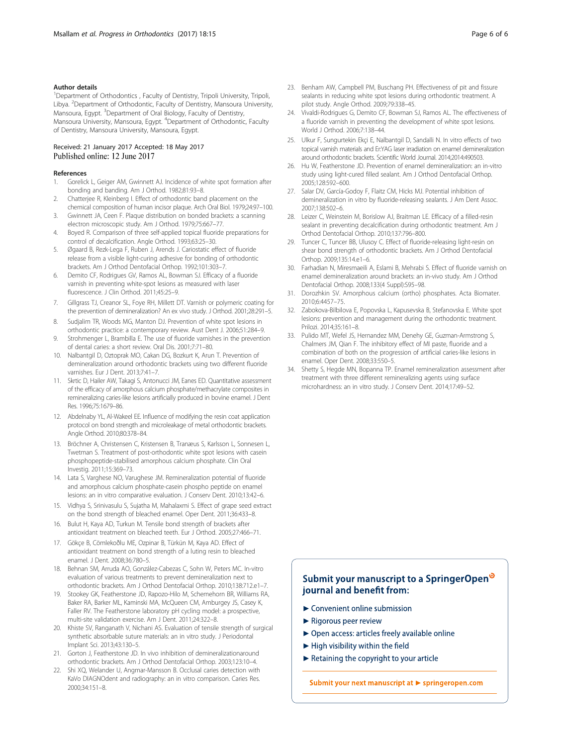#### Author details

[1]Department of Orthodontics , Faculty of Dentistry, Tripoli University, Tripoli, Libya. [2]Department of Orthodontic, Faculty of Dentistry, Mansoura University, Mansoura, Egypt. [3]Department of Oral Biology, Faculty of Dentistry, Mansoura University, Mansoura, Egypt. [4]Department of Orthodontic, Faculty of Dentistry, Mansoura University, Mansoura, Egypt.

Received: 21 January 2017 Accepted: 18 May 2017
Published online: 12 June 2017

#### References

1. Gorelick L, Geiger AM, Gwinnett AJ. Incidence of white spot formation after bonding and banding. Am J Orthod. 1982;81:93–8.
2. Chatterjee R, Kleinberg I. Effect of orthodontic band placement on the chemical composition of human incisor plaque. Arch Oral Biol. 1979;24:97–100.
3. Gwinnett JA, Ceen F. Plaque distribution on bonded brackets: a scanning electron microscopic study. Am J Orthod. 1979;75:667–77.
4. Boyed R. Comparison of three self-applied topical fluoride preparations for control of decalcification. Angle Orthod. 1993;63:25–30.
5. Øgaard B, Rezk-Lega F, Ruben J, Arends J. Cariostatic effect of fluoride release from a visible light-curing adhesive for bonding of orthodontic brackets. Am J Orthod Dentofacial Orthop. 1992;101:303–7.
6. Demito CF, Rodrigues GV, Ramos AL, Bowman SJ. Efficacy of a fluoride varnish in preventing white-spot lesions as measured with laser fluorescence. J Clin Orthod. 2011;45:25–9.
7. Gillgrass TJ, Creanor SL, Foye RH, Millett DT. Varnish or polymeric coating for the prevention of demineralization? An ex vivo study. J Orthod. 2001;28:291–5.
8. Sudjalim TR, Woods MG, Manton DJ. Prevention of white spot lesions in orthodontic practice: a contemporary review. Aust Dent J. 2006;51:284–9.
9. Strohmenger L, Brambilla E. The use of fluoride varnishes in the prevention of dental caries: a short review. Oral Dis. 2001;7:71–80.
10. Nalbantgil D, Oztoprak MO, Cakan DG, Bozkurt K, Arun T. Prevention of demineralization around orthodontic brackets using two different fluoride varnishes. Eur J Dent. 2013;7:41–7.
11. Skrtic D, Hailer AW, Takagi S, Antonucci JM, Eanes ED. Quantitative assessment of the efficacy of amorphous calcium phosphate/methacrylate composites in remineralizing caries-like lesions artificially produced in bovine enamel. J Dent Res. 1996;75:1679–86.
12. Abdelnaby YL, Al-Wakeel EE. Influence of modifying the resin coat application protocol on bond strength and microleakage of metal orthodontic brackets. Angle Orthod. 2010;80:378–84.
13. Bröchner A, Christensen C, Kristensen B, Tranæus S, Karlsson L, Sonnesen L, Twetman S. Treatment of post-orthodontic white spot lesions with casein phosphopeptide-stabilised amorphous calcium phosphate. Clin Oral Investig. 2011;15:369–73.
14. Lata S, Varghese NO, Varughese JM. Remineralization potential of fluoride and amorphous calcium phosphate-casein phospho peptide on enamel lesions: an in vitro comparative evaluation. J Conserv Dent. 2010;13:42–6.
15. Vidhya S, Srinivasulu S, Sujatha M, Mahalaxmi S. Effect of grape seed extract on the bond strength of bleached enamel. Oper Dent. 2011;36:433–8.
16. Bulut H, Kaya AD, Turkun M. Tensile bond strength of brackets after antioxidant treatment on bleached teeth. Eur J Orthod. 2005;27:466–71.
17. Gökçe B, Cömlekoðlu ME, Ozpinar B, Türkün M, Kaya AD. Effect of antioxidant treatment on bond strength of a luting resin to bleached enamel. J Dent. 2008;36:780–5.
18. Behnan SM, Arruda AO, González-Cabezas C, Sohn W, Peters MC. In-vitro evaluation of various treatments to prevent demineralization next to orthodontic brackets. Am J Orthod Dentofacial Orthop. 2010;138:712.e1–7.
19. Stookey GK, Featherstone JD, Rapozo-Hilo M, Schemehorn BR, Williams RA, Baker RA, Barker ML, Kaminski MA, McQueen CM, Amburgey JS, Casey K, Faller RV. The Featherstone laboratory pH cycling model: a prospective, multi-site validation exercise. Am J Dent. 2011;24:322–8.
20. Khiste SV, Ranganath V, Nichani AS. Evaluation of tensile strength of surgical synthetic absorbable suture materials: an in vitro study. J Periodontal Implant Sci. 2013;43:130–5.
21. Gorton J, Featherstone JD. In vivo inhibition of demineralizationaround orthodontic brackets. Am J Orthod Dentofacial Orthop. 2003;123:10–4.
22. Shi XQ, Welander U, Angmar-Mansson B. Occlusal caries detection with KaVo DIAGNOdent and radiography: an in vitro comparison. Caries Res. 2000;34:151–8.
23. Benham AW, Campbell PM, Buschang PH. Effectiveness of pit and fissure sealants in reducing white spot lesions during orthodontic treatment. A pilot study. Angle Orthod. 2009;79:338–45.
24. Vivaldi-Rodrigues G, Demito CF, Bowman SJ, Ramos AL. The effectiveness of a fluoride varnish in preventing the development of white spot lesions. World J Orthod. 2006;7:138–44.
25. Ulkur F, Sungurtekin Ekçi E, Nalbantgil D, Sandalli N. In vitro effects of two topical varnish materials and Er:YAG laser irradiation on enamel demineralization around orthodontic brackets. Scientific World Journal. 2014;2014:490503.
26. Hu W, Featherstone JD. Prevention of enamel demineralization: an in-vitro study using light-cured filled sealant. Am J Orthod Dentofacial Orthop. 2005;128:592–600.
27. Salar DV, García-Godoy F, Flaitz CM, Hicks MJ. Potential inhibition of demineralization in vitro by fluoride-releasing sealants. J Am Dent Assoc. 2007;138:502–6.
28. Leizer C, Weinstein M, Borislow AJ, Braitman LE. Efficacy of a filled-resin sealant in preventing decalcification during orthodontic treatment. Am J Orthod Dentofacial Orthop. 2010;137:796–800.
29. Tuncer C, Tuncer BB, Ulusoy C. Effect of fluoride-releasing light-resin on shear bond strength of orthodontic brackets. Am J Orthod Dentofacial Orthop. 2009;135:14.e1–6.
30. Farhadian N, Miresmaeili A, Eslami B, Mehrabi S. Effect of fluoride varnish on enamel demineralization around brackets: an in-vivo study. Am J Orthod Dentofacial Orthop. 2008;133(4 Suppl):S95–98.
31. Dorozhkin SV. Amorphous calcium (ortho) phosphates. Acta Biomater. 2010;6:4457–75.
32. Zabokova-Bilbilova E, Popovska L, Kapusevska B, Stefanovska E. White spot lesions: prevention and management during the orthodontic treatment. Prilozi. 2014;35:161–8.
33. Pulido MT, Wefel JS, Hernandez MM, Denehy GE, Guzman-Armstrong S, Chalmers JM, Qian F. The inhibitory effect of MI paste, fluoride and a combination of both on the progression of artificial caries-like lesions in enamel. Oper Dent. 2008;33:550–5.
34. Shetty S, Hegde MN, Bopanna TP. Enamel remineralization assessment after treatment with three different remineralizing agents using surface microhardness: an in vitro study. J Conserv Dent. 2014;17:49–52.